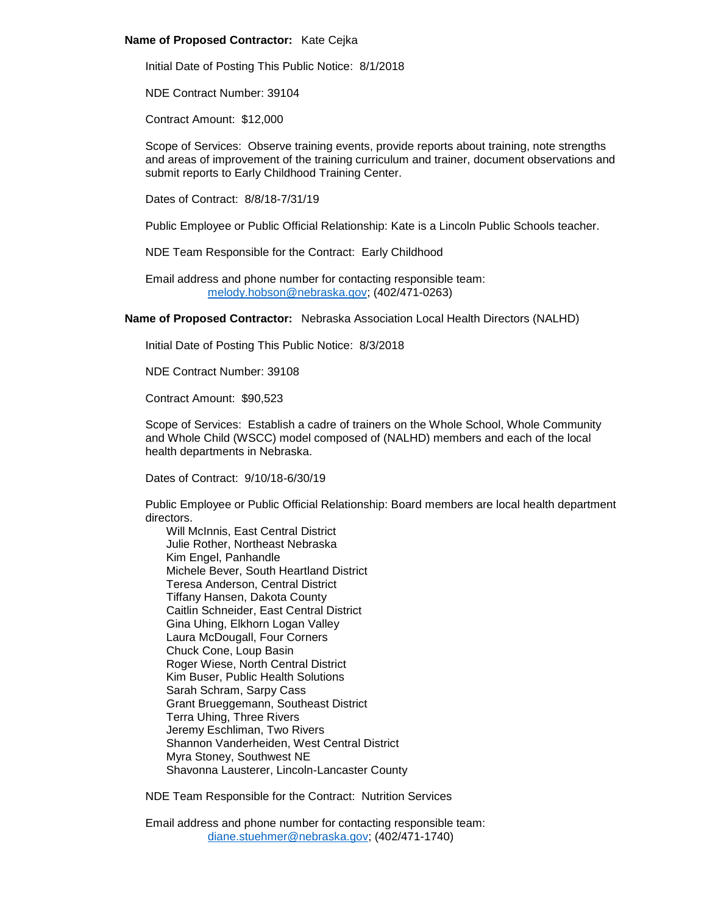**Name of Proposed Contractor:** Kate Cejka

Initial Date of Posting This Public Notice: 8/1/2018

NDE Contract Number: 39104

Contract Amount: $12,000

Scope of Services: Observe training events, provide reports about training, note strengths and areas of improvement of the training curriculum and trainer, document observations and submit reports to Early Childhood Training Center.

Dates of Contract: 8/8/18-7/31/19

Public Employee or Public Official Relationship: Kate is a Lincoln Public Schools teacher.

NDE Team Responsible for the Contract: Early Childhood

Email address and phone number for contacting responsible team:
melody.hobson@nebraska.gov; (402/471-0263)

**Name of Proposed Contractor:** Nebraska Association Local Health Directors (NALHD)

Initial Date of Posting This Public Notice: 8/3/2018

NDE Contract Number: 39108

Contract Amount: $90,523

Scope of Services: Establish a cadre of trainers on the Whole School, Whole Community and Whole Child (WSCC) model composed of (NALHD) members and each of the local health departments in Nebraska.

Dates of Contract: 9/10/18-6/30/19

Public Employee or Public Official Relationship: Board members are local health department directors.

- Will McInnis, East Central District
- Julie Rother, Northeast Nebraska
- Kim Engel, Panhandle
- Michele Bever, South Heartland District
- Teresa Anderson, Central District
- Tiffany Hansen, Dakota County
- Caitlin Schneider, East Central District
- Gina Uhing, Elkhorn Logan Valley
- Laura McDougall, Four Corners
- Chuck Cone, Loup Basin
- Roger Wiese, North Central District
- Kim Buser, Public Health Solutions
- Sarah Schram, Sarpy Cass
- Grant Brueggemann, Southeast District
- Terra Uhing, Three Rivers
- Jeremy Eschliman, Two Rivers
- Shannon Vanderheiden, West Central District
- Myra Stoney, Southwest NE
- Shavonna Lausterer, Lincoln-Lancaster County

NDE Team Responsible for the Contract: Nutrition Services

Email address and phone number for contacting responsible team:
diane.stuehmer@nebraska.gov; (402/471-1740)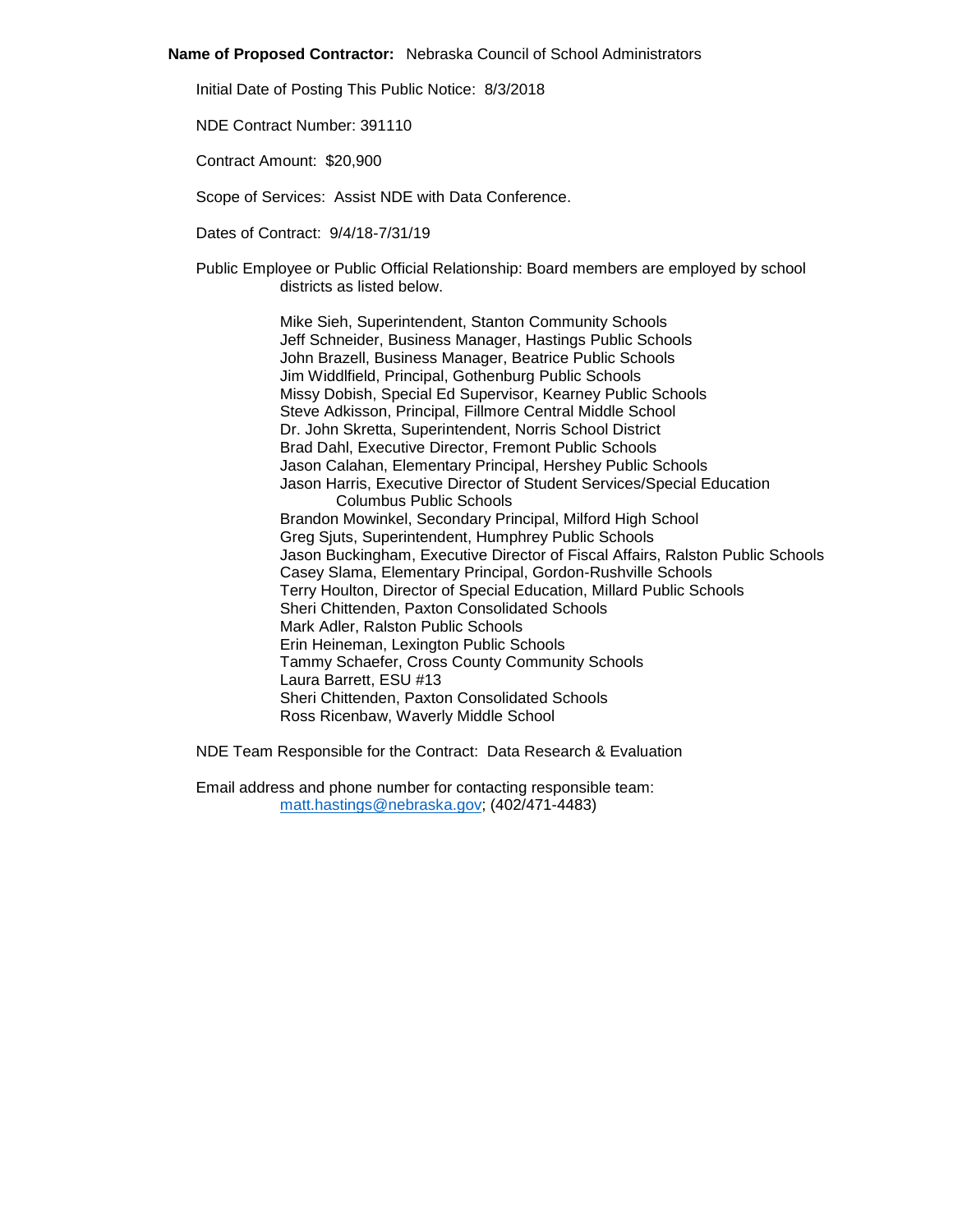**Name of Proposed Contractor:** Nebraska Council of School Administrators

Initial Date of Posting This Public Notice: 8/3/2018

NDE Contract Number: 391110

Contract Amount: $20,900

Scope of Services: Assist NDE with Data Conference.

Dates of Contract: 9/4/18-7/31/19

Public Employee or Public Official Relationship: Board members are employed by school districts as listed below.

Mike Sieh, Superintendent, Stanton Community Schools
Jeff Schneider, Business Manager, Hastings Public Schools
John Brazell, Business Manager, Beatrice Public Schools
Jim Widdlfield, Principal, Gothenburg Public Schools
Missy Dobish, Special Ed Supervisor, Kearney Public Schools
Steve Adkisson, Principal, Fillmore Central Middle School
Dr. John Skretta, Superintendent, Norris School District
Brad Dahl, Executive Director, Fremont Public Schools
Jason Calahan, Elementary Principal, Hershey Public Schools
Jason Harris, Executive Director of Student Services/Special Education Columbus Public Schools
Brandon Mowinkel, Secondary Principal, Milford High School
Greg Sjuts, Superintendent, Humphrey Public Schools
Jason Buckingham, Executive Director of Fiscal Affairs, Ralston Public Schools
Casey Slama, Elementary Principal, Gordon-Rushville Schools
Terry Houlton, Director of Special Education, Millard Public Schools
Sheri Chittenden, Paxton Consolidated Schools
Mark Adler, Ralston Public Schools
Erin Heineman, Lexington Public Schools
Tammy Schaefer, Cross County Community Schools
Laura Barrett, ESU #13
Sheri Chittenden, Paxton Consolidated Schools
Ross Ricenbaw, Waverly Middle School

NDE Team Responsible for the Contract: Data Research & Evaluation

Email address and phone number for contacting responsible team:
matt.hastings@nebraska.gov; (402/471-4483)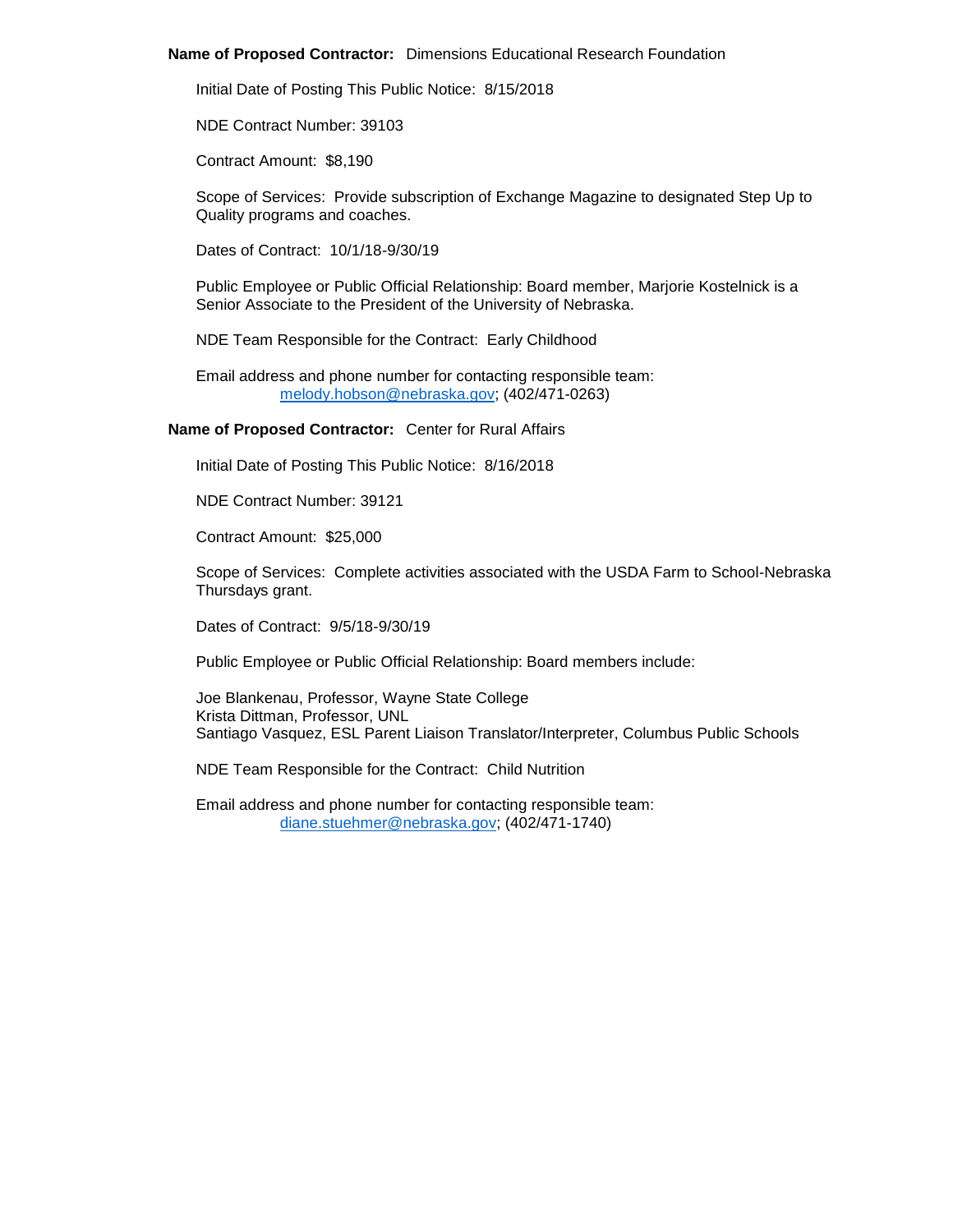**Name of Proposed Contractor:** Dimensions Educational Research Foundation

Initial Date of Posting This Public Notice: 8/15/2018

NDE Contract Number: 39103

Contract Amount: $8,190

Scope of Services: Provide subscription of Exchange Magazine to designated Step Up to Quality programs and coaches.

Dates of Contract: 10/1/18-9/30/19

Public Employee or Public Official Relationship: Board member, Marjorie Kostelnick is a Senior Associate to the President of the University of Nebraska.

NDE Team Responsible for the Contract: Early Childhood

Email address and phone number for contacting responsible team:
melody.hobson@nebraska.gov; (402/471-0263)

**Name of Proposed Contractor:** Center for Rural Affairs

Initial Date of Posting This Public Notice: 8/16/2018

NDE Contract Number: 39121

Contract Amount: $25,000

Scope of Services: Complete activities associated with the USDA Farm to School-Nebraska Thursdays grant.

Dates of Contract: 9/5/18-9/30/19

Public Employee or Public Official Relationship: Board members include:

Joe Blankenau, Professor, Wayne State College
Krista Dittman, Professor, UNL
Santiago Vasquez, ESL Parent Liaison Translator/Interpreter, Columbus Public Schools

NDE Team Responsible for the Contract: Child Nutrition

Email address and phone number for contacting responsible team:
diane.stuehmer@nebraska.gov; (402/471-1740)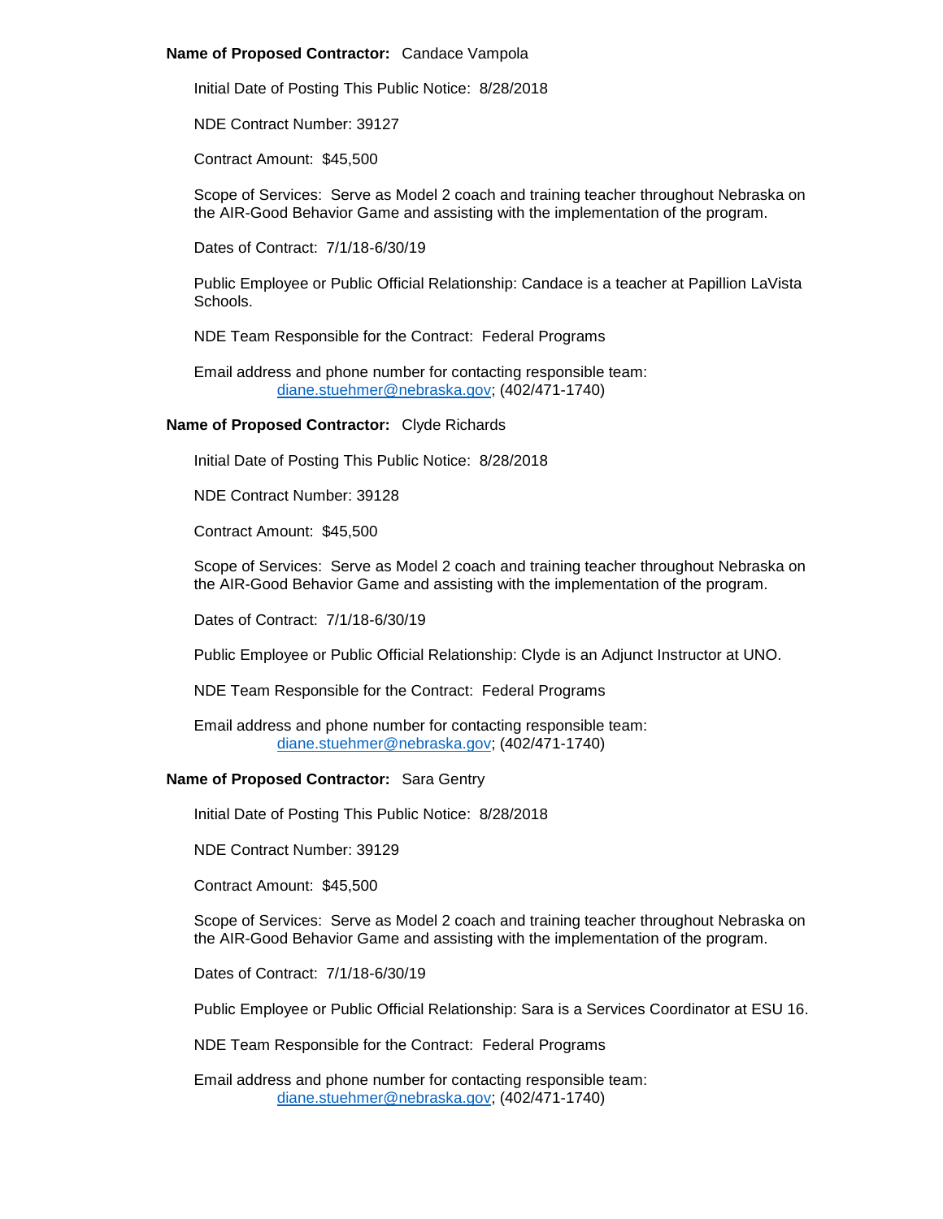**Name of Proposed Contractor:** Candace Vampola

Initial Date of Posting This Public Notice: 8/28/2018

NDE Contract Number: 39127

Contract Amount: $45,500

Scope of Services: Serve as Model 2 coach and training teacher throughout Nebraska on the AIR-Good Behavior Game and assisting with the implementation of the program.

Dates of Contract: 7/1/18-6/30/19

Public Employee or Public Official Relationship: Candace is a teacher at Papillion LaVista Schools.

NDE Team Responsible for the Contract: Federal Programs

Email address and phone number for contacting responsible team:
diane.stuehmer@nebraska.gov; (402/471-1740)

**Name of Proposed Contractor:** Clyde Richards

Initial Date of Posting This Public Notice: 8/28/2018

NDE Contract Number: 39128

Contract Amount: $45,500

Scope of Services: Serve as Model 2 coach and training teacher throughout Nebraska on the AIR-Good Behavior Game and assisting with the implementation of the program.

Dates of Contract: 7/1/18-6/30/19

Public Employee or Public Official Relationship: Clyde is an Adjunct Instructor at UNO.

NDE Team Responsible for the Contract: Federal Programs

Email address and phone number for contacting responsible team:
diane.stuehmer@nebraska.gov; (402/471-1740)

**Name of Proposed Contractor:** Sara Gentry

Initial Date of Posting This Public Notice: 8/28/2018

NDE Contract Number: 39129

Contract Amount: $45,500

Scope of Services: Serve as Model 2 coach and training teacher throughout Nebraska on the AIR-Good Behavior Game and assisting with the implementation of the program.

Dates of Contract: 7/1/18-6/30/19

Public Employee or Public Official Relationship: Sara is a Services Coordinator at ESU 16.

NDE Team Responsible for the Contract: Federal Programs

Email address and phone number for contacting responsible team:
diane.stuehmer@nebraska.gov; (402/471-1740)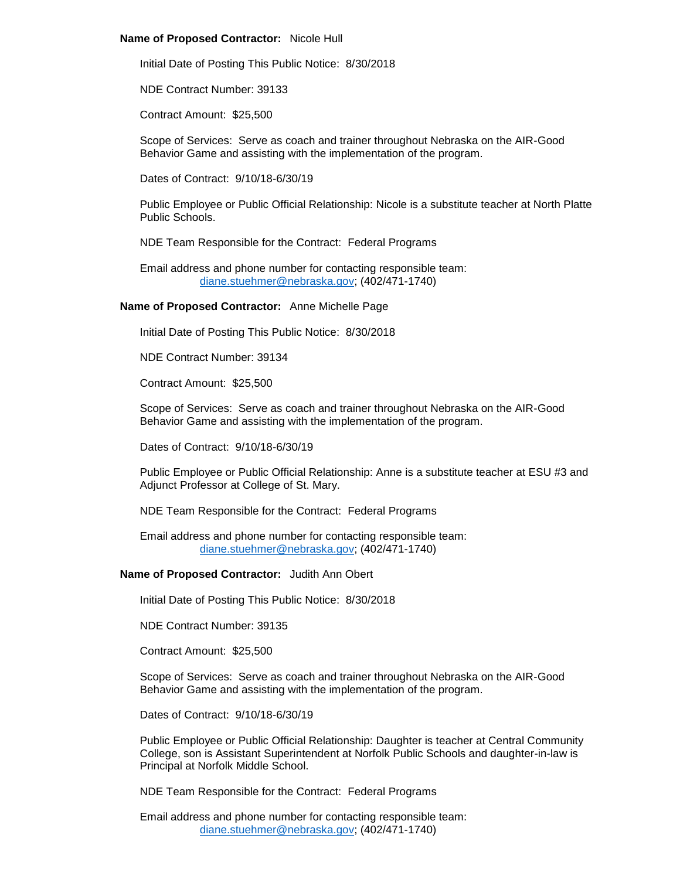**Name of Proposed Contractor:** Nicole Hull

Initial Date of Posting This Public Notice: 8/30/2018

NDE Contract Number: 39133

Contract Amount: $25,500

Scope of Services: Serve as coach and trainer throughout Nebraska on the AIR-Good Behavior Game and assisting with the implementation of the program.

Dates of Contract: 9/10/18-6/30/19

Public Employee or Public Official Relationship: Nicole is a substitute teacher at North Platte Public Schools.

NDE Team Responsible for the Contract: Federal Programs

Email address and phone number for contacting responsible team:
diane.stuehmer@nebraska.gov; (402/471-1740)

**Name of Proposed Contractor:** Anne Michelle Page

Initial Date of Posting This Public Notice: 8/30/2018

NDE Contract Number: 39134

Contract Amount: $25,500

Scope of Services: Serve as coach and trainer throughout Nebraska on the AIR-Good Behavior Game and assisting with the implementation of the program.

Dates of Contract: 9/10/18-6/30/19

Public Employee or Public Official Relationship: Anne is a substitute teacher at ESU #3 and Adjunct Professor at College of St. Mary.

NDE Team Responsible for the Contract: Federal Programs

Email address and phone number for contacting responsible team:
diane.stuehmer@nebraska.gov; (402/471-1740)

**Name of Proposed Contractor:** Judith Ann Obert

Initial Date of Posting This Public Notice: 8/30/2018

NDE Contract Number: 39135

Contract Amount: $25,500

Scope of Services: Serve as coach and trainer throughout Nebraska on the AIR-Good Behavior Game and assisting with the implementation of the program.

Dates of Contract: 9/10/18-6/30/19

Public Employee or Public Official Relationship: Daughter is teacher at Central Community College, son is Assistant Superintendent at Norfolk Public Schools and daughter-in-law is Principal at Norfolk Middle School.

NDE Team Responsible for the Contract: Federal Programs

Email address and phone number for contacting responsible team:
diane.stuehmer@nebraska.gov; (402/471-1740)